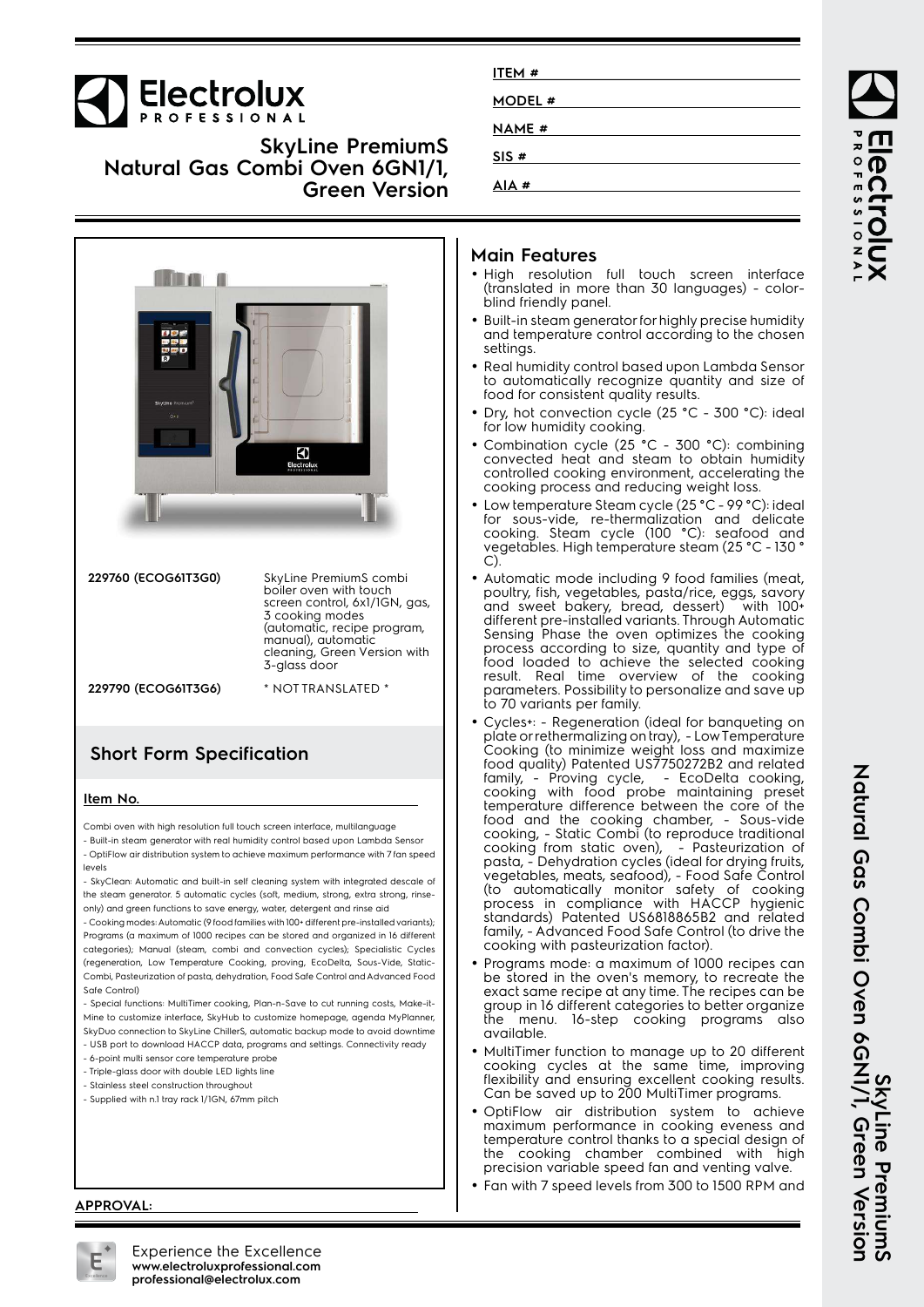# SkyLine PremiumS Natural Gas Combi Oven 6GN1/1, Green Version

ITEM #

MODEL #

NAME #

SIS #

AIA #

| | |
|---|---|
| 229760 (ECOG61T3G0) | SkyLine PremiumS combi boiler oven with touch screen control, 6x1/1GN, gas, 3 cooking modes (automatic, recipe program, manual), automatic cleaning, Green Version with 3-glass door |
| 229790 (ECOG61T3G6) | * NOT TRANSLATED * |

## Short Form Specification

### Item No.

Combi oven with high resolution full touch screen interface, multilanguage
- Built-in steam generator with real humidity control based upon Lambda Sensor
- OptiFlow air distribution system to achieve maximum performance with 7 fan speed levels
- SkyClean: Automatic and built-in self cleaning system with integrated descale of the steam generator. 5 automatic cycles (soft, medium, strong, extra strong, rinse-only) and green functions to save energy, water, detergent and rinse aid
- Cooking modes: Automatic (9 food families with 100+ different pre-installed variants); Programs (a maximum of 1000 recipes can be stored and organized in 16 different categories); Manual (steam, combi and convection cycles); Specialistic Cycles (regeneration, Low Temperature Cooking, proving, EcoDelta, Sous-Vide, Static-Combi, Pasteurization of pasta, dehydration, Food Safe Control and Advanced Food Safe Control)
- Special functions: MultiTimer cooking, Plan-n-Save to cut running costs, Make-it-Mine to customize interface, SkyHub to customize homepage, agenda MyPlanner, SkyDuo connection to SkyLine ChillerS, automatic backup mode to avoid downtime
- USB port to download HACCP data, programs and settings. Connectivity ready
- 6-point multi sensor core temperature probe
- Triple-glass door with double LED lights line
- Stainless steel construction throughout
- Supplied with n.1 tray rack 1/1GN, 67mm pitch

APPROVAL:

## Main Features

- High resolution full touch screen interface (translated in more than 30 languages) - color-blind friendly panel.
- Built-in steam generator for highly precise humidity and temperature control according to the chosen settings.
- Real humidity control based upon Lambda Sensor to automatically recognize quantity and size of food for consistent quality results.
- Dry, hot convection cycle (25 °C - 300 °C): ideal for low humidity cooking.
- Combination cycle (25 °C - 300 °C): combining convected heat and steam to obtain humidity controlled cooking environment, accelerating the cooking process and reducing weight loss.
- Low temperature Steam cycle (25 °C - 99 °C): ideal for sous-vide, re-thermalization and delicate cooking. Steam cycle (100 °C): seafood and vegetables. High temperature steam (25 °C - 130 °C).
- Automatic mode including 9 food families (meat, poultry, fish, vegetables, pasta/rice, eggs, savory and sweet bakery, bread, dessert) with 100+ different pre-installed variants. Through Automatic Sensing Phase the oven optimizes the cooking process according to size, quantity and type of food loaded to achieve the selected cooking result. Real time overview of the cooking parameters. Possibility to personalize and save up to 70 variants per family.
- Cycles+: - Regeneration (ideal for banqueting on plate or rethermalizing on tray), - Low Temperature Cooking (to minimize weight loss and maximize food quality) Patented US7750272B2 and related family, - Proving cycle, - EcoDelta cooking, cooking with food probe maintaining preset temperature difference between the core of the food and the cooking chamber, - Sous-vide cooking, - Static Combi (to reproduce traditional cooking from static oven), - Pasteurization of pasta, - Dehydration cycles (ideal for drying fruits, vegetables, meats, seafood), - Food Safe Control (to automatically monitor safety of cooking process in compliance with HACCP hygienic standards) Patented US6818865B2 and related family, - Advanced Food Safe Control (to drive the cooking with pasteurization factor).
- Programs mode: a maximum of 1000 recipes can be stored in the oven's memory, to recreate the exact same recipe at any time. The recipes can be group in 16 different categories to better organize the menu. 16-step cooking programs also available.
- MultiTimer function to manage up to 20 different cooking cycles at the same time, improving flexibility and ensuring excellent cooking results. Can be saved up to 200 MultiTimer programs.
- OptiFlow air distribution system to achieve maximum performance in cooking eveness and temperature control thanks to a special design of the cooking chamber combined with high precision variable speed fan and venting valve.
- Fan with 7 speed levels from 300 to 1500 RPM and

Experience the Excellence
www.electroluxprofessional.com
professional@electrolux.com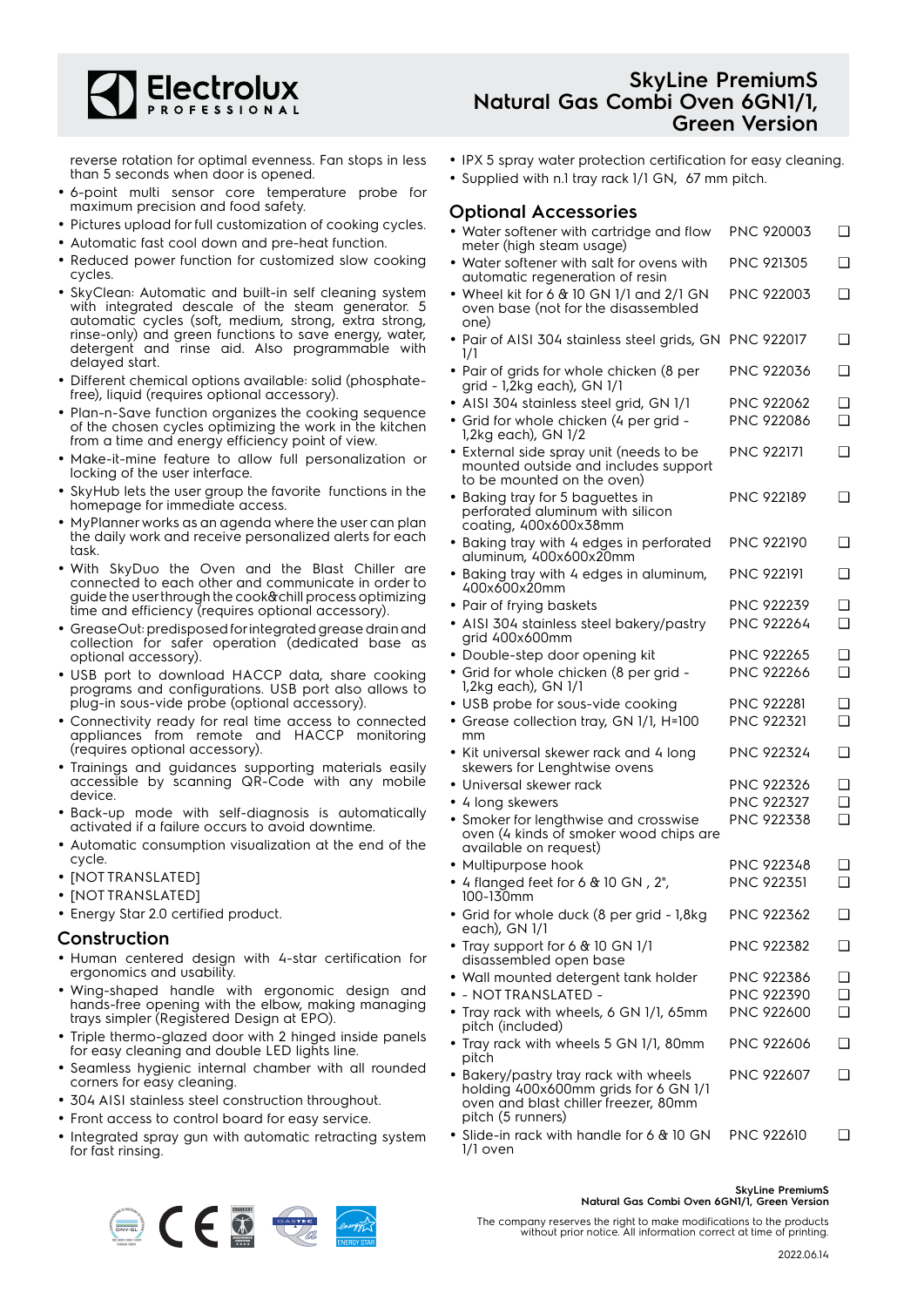reverse rotation for optimal evenness. Fan stops in less than 5 seconds when door is opened.

- 6-point multi sensor core temperature probe for maximum precision and food safety.
- Pictures upload for full customization of cooking cycles.
- Automatic fast cool down and pre-heat function.
- Reduced power function for customized slow cooking cycles.
- SkyClean: Automatic and built-in self cleaning system with integrated descale of the steam generator. 5 automatic cycles (soft, medium, strong, extra strong, rinse-only) and green functions to save energy, water, detergent and rinse aid. Also programmable with delayed start.
- Different chemical options available: solid (phosphate-free), liquid (requires optional accessory).
- Plan-n-Save function organizes the cooking sequence of the chosen cycles optimizing the work in the kitchen from a time and energy efficiency point of view.
- Make-it-mine feature to allow full personalization or locking of the user interface.
- SkyHub lets the user group the favorite functions in the homepage for immediate access.
- MyPlanner works as an agenda where the user can plan the daily work and receive personalized alerts for each task.
- With SkyDuo the Oven and the Blast Chiller are connected to each other and communicate in order to guide the user through the cook&chill process optimizing time and efficiency (requires optional accessory).
- GreaseOut: predisposed for integrated grease drain and collection for safer operation (dedicated base as optional accessory).
- USB port to download HACCP data, share cooking programs and configurations. USB port also allows to plug-in sous-vide probe (optional accessory).
- Connectivity ready for real time access to connected appliances from remote and HACCP monitoring (requires optional accessory).
- Trainings and guidances supporting materials easily accessible by scanning QR-Code with any mobile device.
- Back-up mode with self-diagnosis is automatically activated if a failure occurs to avoid downtime.
- Automatic consumption visualization at the end of the cycle.
- [NOT TRANSLATED]
- [NOT TRANSLATED]
- Energy Star 2.0 certified product.

## Construction

- Human centered design with 4-star certification for ergonomics and usability.
- Wing-shaped handle with ergonomic design and hands-free opening with the elbow, making managing trays simpler (Registered Design at EPO).
- Triple thermo-glazed door with 2 hinged inside panels for easy cleaning and double LED lights line.
- Seamless hygienic internal chamber with all rounded corners for easy cleaning.
- 304 AISI stainless steel construction throughout.
- Front access to control board for easy service.
- Integrated spray gun with automatic retracting system for fast rinsing.
- IPX 5 spray water protection certification for easy cleaning.
- Supplied with n.1 tray rack 1/1 GN, 67 mm pitch.

## Optional Accessories

| Accessory | PNC | |
|---|---|---|
| Water softener with cartridge and flow meter (high steam usage) | PNC 920003 | ❑ |
| Water softener with salt for ovens with automatic regeneration of resin | PNC 921305 | ❑ |
| Wheel kit for 6 & 10 GN 1/1 and 2/1 GN oven base (not for the disassembled one) | PNC 922003 | ❑ |
| Pair of AISI 304 stainless steel grids, GN 1/1 | PNC 922017 | ❑ |
| Pair of grids for whole chicken (8 per grid - 1,2kg each), GN 1/1 | PNC 922036 | ❑ |
| AISI 304 stainless steel grid, GN 1/1 | PNC 922062 | ❑ |
| Grid for whole chicken (4 per grid - 1,2kg each), GN 1/2 | PNC 922086 | ❑ |
| External side spray unit (needs to be mounted outside and includes support to be mounted on the oven) | PNC 922171 | ❑ |
| Baking tray for 5 baguettes in perforated aluminum with silicon coating, 400x600x38mm | PNC 922189 | ❑ |
| Baking tray with 4 edges in perforated aluminum, 400x600x20mm | PNC 922190 | ❑ |
| Baking tray with 4 edges in aluminum, 400x600x20mm | PNC 922191 | ❑ |
| Pair of frying baskets | PNC 922239 | ❑ |
| AISI 304 stainless steel bakery/pastry grid 400x600mm | PNC 922264 | ❑ |
| Double-step door opening kit | PNC 922265 | ❑ |
| Grid for whole chicken (8 per grid - 1,2kg each), GN 1/1 | PNC 922266 | ❑ |
| USB probe for sous-vide cooking | PNC 922281 | ❑ |
| Grease collection tray, GN 1/1, H=100 mm | PNC 922321 | ❑ |
| Kit universal skewer rack and 4 long skewers for Lenghtwise ovens | PNC 922324 | ❑ |
| Universal skewer rack | PNC 922326 | ❑ |
| 4 long skewers | PNC 922327 | ❑ |
| Smoker for lengthwise and crosswise oven (4 kinds of smoker wood chips are available on request) | PNC 922338 | ❑ |
| Multipurpose hook | PNC 922348 | ❑ |
| 4 flanged feet for 6 & 10 GN , 2", 100-130mm | PNC 922351 | ❑ |
| Grid for whole duck (8 per grid - 1,8kg each), GN 1/1 | PNC 922362 | ❑ |
| Tray support for 6 & 10 GN 1/1 disassembled open base | PNC 922382 | ❑ |
| Wall mounted detergent tank holder | PNC 922386 | ❑ |
| - NOT TRANSLATED - | PNC 922390 | ❑ |
| Tray rack with wheels, 6 GN 1/1, 65mm pitch (included) | PNC 922600 | ❑ |
| Tray rack with wheels 5 GN 1/1, 80mm pitch | PNC 922606 | ❑ |
| Bakery/pastry tray rack with wheels holding 400x600mm grids for 6 GN 1/1 oven and blast chiller freezer, 80mm pitch (5 runners) | PNC 922607 | ❑ |
| Slide-in rack with handle for 6 & 10 GN 1/1 oven | PNC 922610 | ❑ |

The company reserves the right to make modifications to the products without prior notice. All information correct at time of printing.

2022.06.14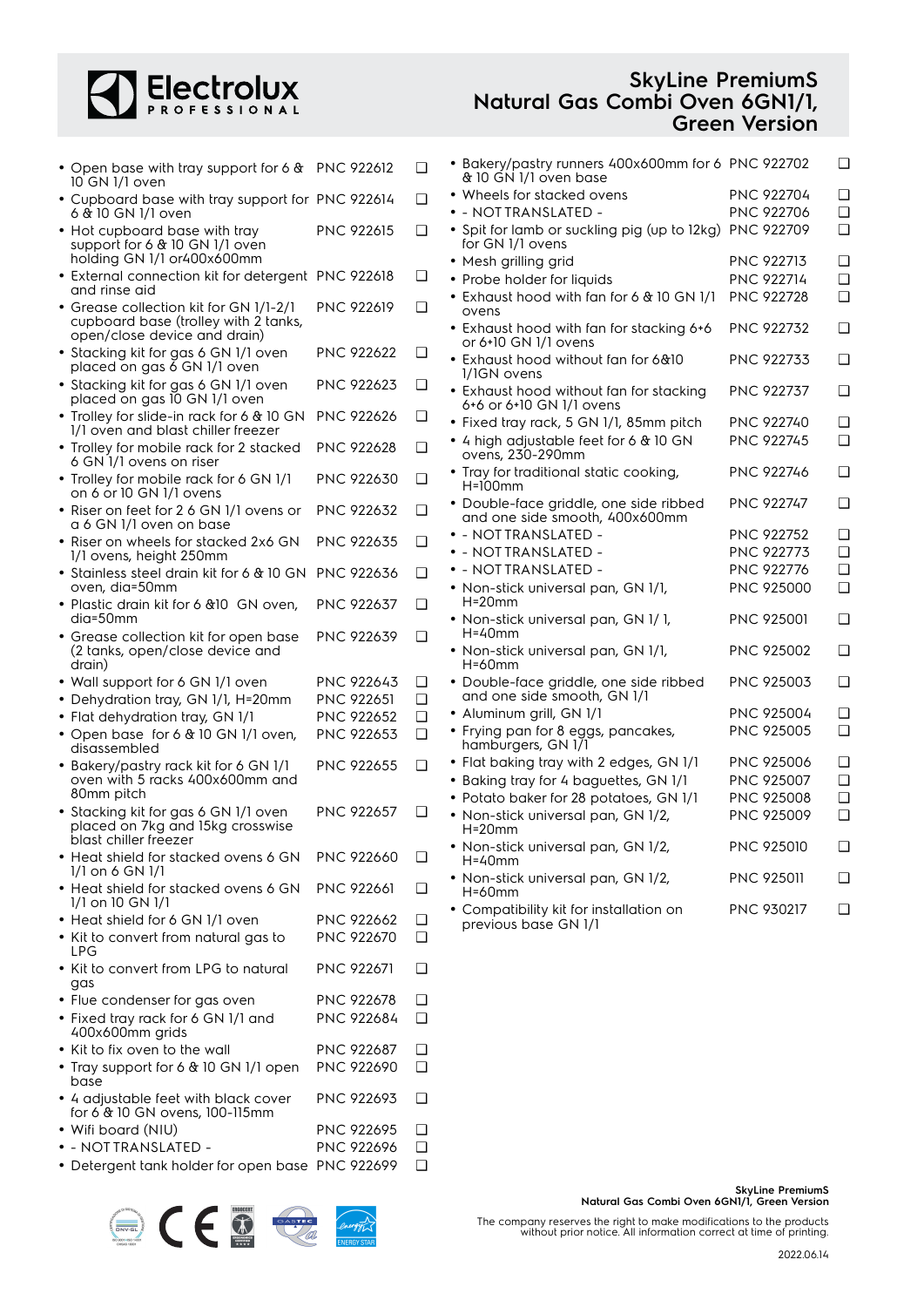# SkyLine PremiumS Natural Gas Combi Oven 6GN1/1, Green Version

- Open base with tray support for 6 & 10 GN 1/1 oven — PNC 922612 ❑
- Cupboard base with tray support for 6 & 10 GN 1/1 oven — PNC 922614 ❑
- Hot cupboard base with tray support for 6 & 10 GN 1/1 oven holding GN 1/1 or400x600mm — PNC 922615 ❑
- External connection kit for detergent and rinse aid — PNC 922618 ❑
- Grease collection kit for GN 1/1-2/1 cupboard base (trolley with 2 tanks, open/close device and drain) — PNC 922619 ❑
- Stacking kit for gas 6 GN 1/1 oven placed on gas 6 GN 1/1 oven — PNC 922622 ❑
- Stacking kit for gas 6 GN 1/1 oven placed on gas 10 GN 1/1 oven — PNC 922623 ❑
- Trolley for slide-in rack for 6 & 10 GN 1/1 oven and blast chiller freezer — PNC 922626 ❑
- Trolley for mobile rack for 2 stacked 6 GN 1/1 ovens on riser — PNC 922628 ❑
- Trolley for mobile rack for 6 GN 1/1 on 6 or 10 GN 1/1 ovens — PNC 922630 ❑
- Riser on feet for 2 6 GN 1/1 ovens or a 6 GN 1/1 oven on base — PNC 922632 ❑
- Riser on wheels for stacked 2x6 GN 1/1 ovens, height 250mm — PNC 922635 ❑
- Stainless steel drain kit for 6 & 10 GN oven, dia=50mm — PNC 922636 ❑
- Plastic drain kit for 6 &10 GN oven, dia=50mm — PNC 922637 ❑
- Grease collection kit for open base (2 tanks, open/close device and drain) — PNC 922639 ❑
- Wall support for 6 GN 1/1 oven — PNC 922643 ❑
- Dehydration tray, GN 1/1, H=20mm — PNC 922651 ❑
- Flat dehydration tray, GN 1/1 — PNC 922652 ❑
- Open base for 6 & 10 GN 1/1 oven, disassembled — PNC 922653 ❑
- Bakery/pastry rack kit for 6 GN 1/1 oven with 5 racks 400x600mm and 80mm pitch — PNC 922655 ❑
- Stacking kit for gas 6 GN 1/1 oven placed on 7kg and 15kg crosswise blast chiller freezer — PNC 922657 ❑
- Heat shield for stacked ovens 6 GN 1/1 on 6 GN 1/1 — PNC 922660 ❑
- Heat shield for stacked ovens 6 GN 1/1 on 10 GN 1/1 — PNC 922661 ❑
- Heat shield for 6 GN 1/1 oven — PNC 922662 ❑
- Kit to convert from natural gas to LPG — PNC 922670 ❑
- Kit to convert from LPG to natural gas — PNC 922671 ❑
- Flue condenser for gas oven — PNC 922678 ❑
- Fixed tray rack for 6 GN 1/1 and 400x600mm grids — PNC 922684 ❑
- Kit to fix oven to the wall — PNC 922687 ❑
- Tray support for 6 & 10 GN 1/1 open base — PNC 922690 ❑
- 4 adjustable feet with black cover for 6 & 10 GN ovens, 100-115mm — PNC 922693 ❑
- Wifi board (NIU) — PNC 922695 ❑
- - NOTTRANSLATED - — PNC 922696 ❑
- Detergent tank holder for open base — PNC 922699 ❑
- Bakery/pastry runners 400x600mm for 6 & 10 GN 1/1 oven base — PNC 922702 ❑
- Wheels for stacked ovens — PNC 922704 ❑
- - NOTTRANSLATED - — PNC 922706 ❑
- Spit for lamb or suckling pig (up to 12kg) for GN 1/1 ovens — PNC 922709 ❑
- Mesh grilling grid — PNC 922713 ❑
- Probe holder for liquids — PNC 922714 ❑
- Exhaust hood with fan for 6 & 10 GN 1/1 ovens — PNC 922728 ❑
- Exhaust hood with fan for stacking 6+6 or 6+10 GN 1/1 ovens — PNC 922732 ❑
- Exhaust hood without fan for 6&10 1/1GN ovens — PNC 922733 ❑
- Exhaust hood without fan for stacking 6+6 or 6+10 GN 1/1 ovens — PNC 922737 ❑
- Fixed tray rack, 5 GN 1/1, 85mm pitch — PNC 922740 ❑
- 4 high adjustable feet for 6 & 10 GN ovens, 230-290mm — PNC 922745 ❑
- Tray for traditional static cooking, H=100mm — PNC 922746 ❑
- Double-face griddle, one side ribbed and one side smooth, 400x600mm — PNC 922747 ❑
- - NOTTRANSLATED - — PNC 922752 ❑
- - NOTTRANSLATED - — PNC 922773 ❑
- - NOTTRANSLATED - — PNC 922776 ❑
- Non-stick universal pan, GN 1/1, H=20mm — PNC 925000 ❑
- Non-stick universal pan, GN 1/ 1, H=40mm — PNC 925001 ❑
- Non-stick universal pan, GN 1/1, H=60mm — PNC 925002 ❑
- Double-face griddle, one side ribbed and one side smooth, GN 1/1 — PNC 925003 ❑
- Aluminum grill, GN 1/1 — PNC 925004 ❑
- Frying pan for 8 eggs, pancakes, hamburgers, GN 1/1 — PNC 925005 ❑
- Flat baking tray with 2 edges, GN 1/1 — PNC 925006 ❑
- Baking tray for 4 baguettes, GN 1/1 — PNC 925007 ❑
- Potato baker for 28 potatoes, GN 1/1 — PNC 925008 ❑
- Non-stick universal pan, GN 1/2, H=20mm — PNC 925009 ❑
- Non-stick universal pan, GN 1/2, H=40mm — PNC 925010 ❑
- Non-stick universal pan, GN 1/2, H=60mm — PNC 925011 ❑
- Compatibility kit for installation on previous base GN 1/1 — PNC 930217 ❑

The company reserves the right to make modifications to the products without prior notice. All information correct at time of printing.

2022.06.14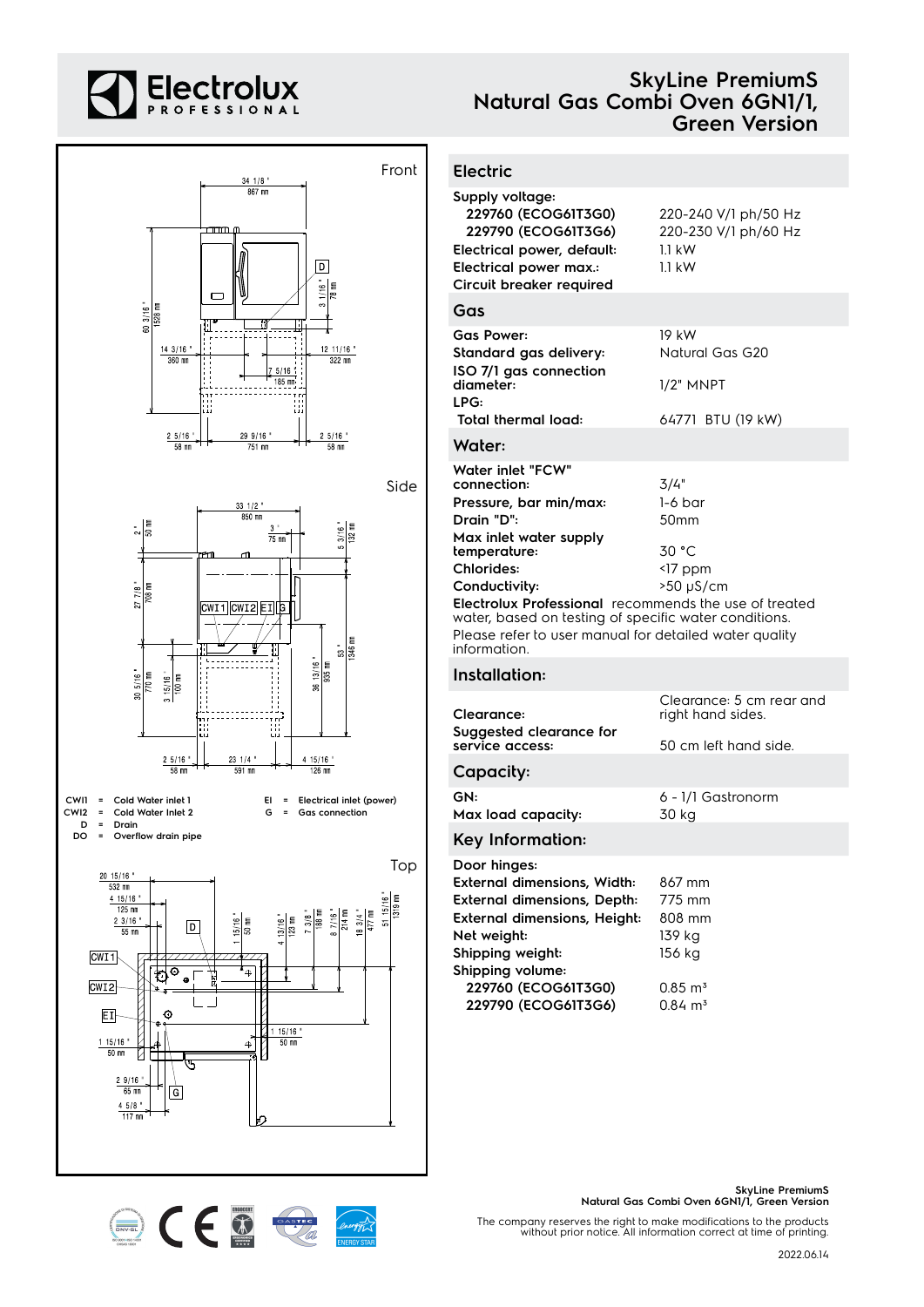# SkyLine PremiumS Natural Gas Combi Oven 6GN1/1, Green Version

Front

34 1/8 "
867 mm

60 3/16 "
1528 mm

3 1/16 "
78 mm

D

14 3/16 "
360 mm

12 11/16 "
322 mm

7 5/16 "
185 mm

2 5/16 "
58 mm

29 9/16 "
751 mm

2 5/16 "
58 mm

Side

33 1/2 "
850 mm

2 "
50 mm

3 "
75 mm

5 3/16 "
132 mm

27 7/8 "
708 mm

CWI1 CWI2 EI G

53 "
1346 mm

30 5/16 "
770 mm

3 15/16 "
100 mm

36 13/16 "
935 mm

2 5/16 "
58 mm

23 1/4 "
591 mm

4 15/16 "
126 mm

CWI1 = Cold Water inlet 1
CWI2 = Cold Water Inlet 2
D = Drain
DO = Overflow drain pipe
EI = Electrical inlet (power)
G = Gas connection

Top

20 15/16 "
532 mm

4 15/16 "
125 mm

2 3/16 "
55 mm

D

1 15/16 "
50 mm

4 13/16 "
123 mm

7 3/8 "
188 mm

8 7/16 "
214 mm

18 3/4 "
477 mm

51 15/16 "
1319 mm

CWI1

CWI2

EI

1 15/16 "
50 mm

1 15/16 "
50 mm

2 9/16 "
65 mm

G

4 5/8 "
117 mm

## Electric

| | |
|---|---|
| Supply voltage: | |
| 229760 (ECOG61T3G0) | 220-240 V/1 ph/50 Hz |
| 229790 (ECOG61T3G6) | 220-230 V/1 ph/60 Hz |
| Electrical power, default: | 1.1 kW |
| Electrical power max.: | 1.1 kW |
| Circuit breaker required | |

## Gas

| | |
|---|---|
| Gas Power: | 19 kW |
| Standard gas delivery: | Natural Gas G20 |
| ISO 7/1 gas connection diameter: | 1/2" MNPT |
| LPG: | |
| Total thermal load: | 64771 BTU (19 kW) |

## Water:

| | |
|---|---|
| Water inlet "FCW" connection: | 3/4" |
| Pressure, bar min/max: | 1-6 bar |
| Drain "D": | 50mm |
| Max inlet water supply temperature: | 30 °C |
| Chlorides: | <17 ppm |
| Conductivity: | >50 µS/cm |

**Electrolux Professional** recommends the use of treated water, based on testing of specific water conditions.

Please refer to user manual for detailed water quality information.

## Installation:

| | |
|---|---|
| Clearance: | Clearance: 5 cm rear and right hand sides. |
| Suggested clearance for service access: | 50 cm left hand side. |

## Capacity:

| | |
|---|---|
| GN: | 6 - 1/1 Gastronorm |
| Max load capacity: | 30 kg |

## Key Information:

| | |
|---|---|
| Door hinges: | |
| External dimensions, Width: | 867 mm |
| External dimensions, Depth: | 775 mm |
| External dimensions, Height: | 808 mm |
| Net weight: | 139 kg |
| Shipping weight: | 156 kg |
| Shipping volume: | |
| 229760 (ECOG61T3G0) | 0.85 m³ |
| 229790 (ECOG61T3G6) | 0.84 m³ |

The company reserves the right to make modifications to the products without prior notice. All information correct at time of printing.

2022.06.14